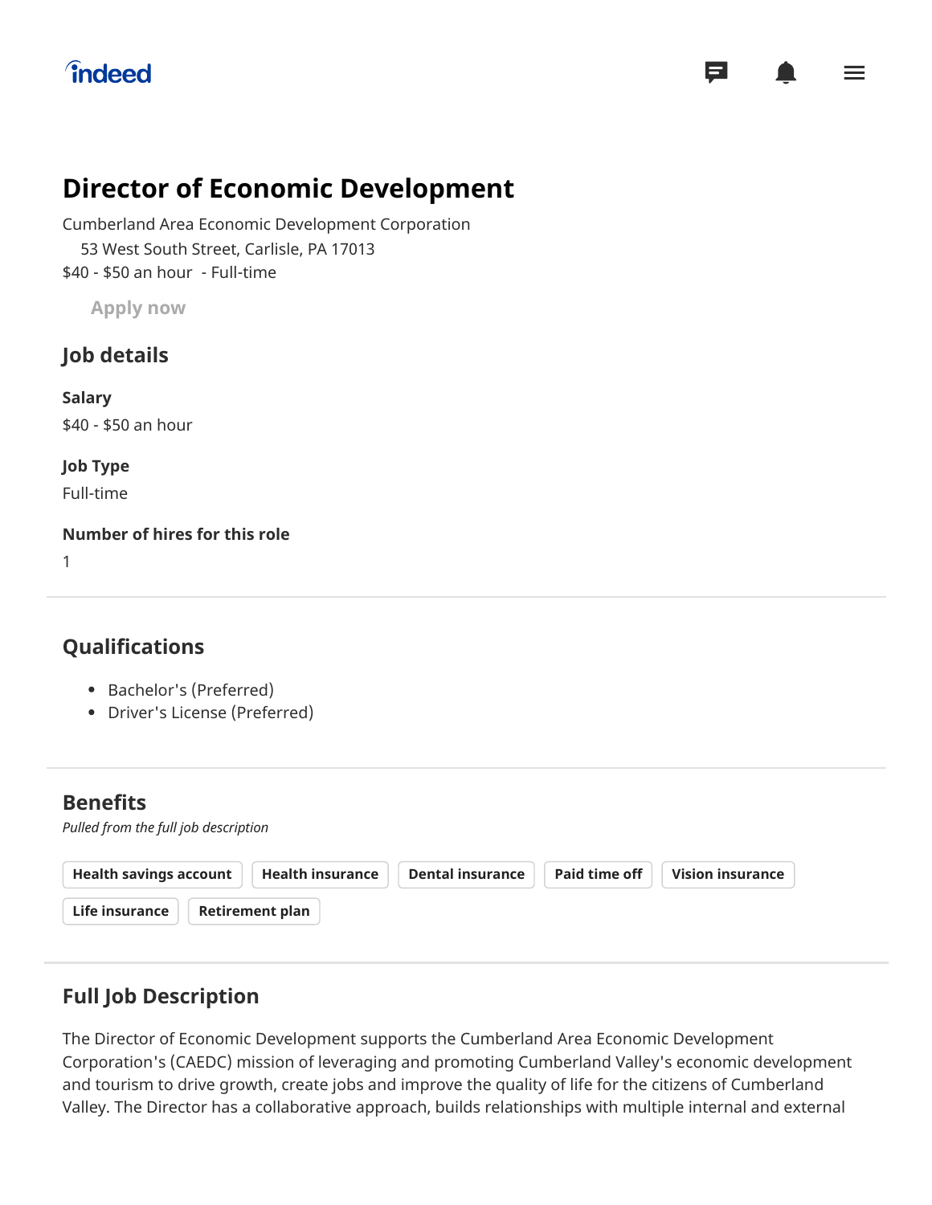indeed

# Director of Economic Development

Cumberland Area Economic Development Corporation
53 West South Street, Carlisle, PA 17013
$40 - $50 an hour - Full-time

Apply now

## Job details

**Salary**
$40 - $50 an hour

**Job Type**
Full-time

**Number of hires for this role**
1

## Qualifications

- Bachelor's (Preferred)
- Driver's License (Preferred)

## Benefits

*Pulled from the full job description*

Health savings account | Health insurance | Dental insurance | Paid time off | Vision insurance | Life insurance | Retirement plan

## Full Job Description

The Director of Economic Development supports the Cumberland Area Economic Development Corporation's (CAEDC) mission of leveraging and promoting Cumberland Valley's economic development and tourism to drive growth, create jobs and improve the quality of life for the citizens of Cumberland Valley. The Director has a collaborative approach, builds relationships with multiple internal and external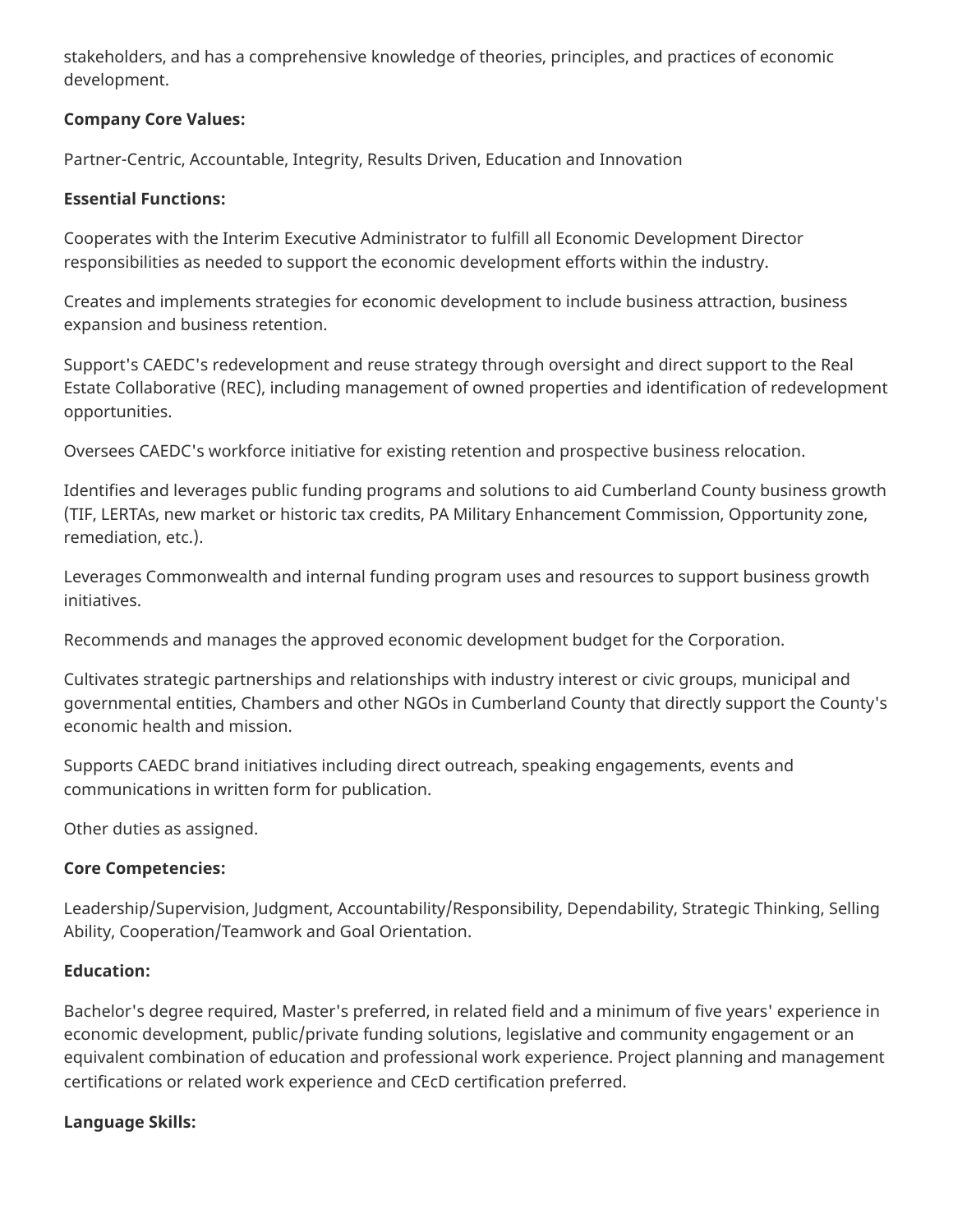stakeholders, and has a comprehensive knowledge of theories, principles, and practices of economic development.

**Company Core Values:**

Partner-Centric, Accountable, Integrity, Results Driven, Education and Innovation

**Essential Functions:**

Cooperates with the Interim Executive Administrator to fulfill all Economic Development Director responsibilities as needed to support the economic development efforts within the industry.

Creates and implements strategies for economic development to include business attraction, business expansion and business retention.

Support's CAEDC's redevelopment and reuse strategy through oversight and direct support to the Real Estate Collaborative (REC), including management of owned properties and identification of redevelopment opportunities.

Oversees CAEDC's workforce initiative for existing retention and prospective business relocation.

Identifies and leverages public funding programs and solutions to aid Cumberland County business growth (TIF, LERTAs, new market or historic tax credits, PA Military Enhancement Commission, Opportunity zone, remediation, etc.).

Leverages Commonwealth and internal funding program uses and resources to support business growth initiatives.

Recommends and manages the approved economic development budget for the Corporation.

Cultivates strategic partnerships and relationships with industry interest or civic groups, municipal and governmental entities, Chambers and other NGOs in Cumberland County that directly support the County's economic health and mission.

Supports CAEDC brand initiatives including direct outreach, speaking engagements, events and communications in written form for publication.

Other duties as assigned.

**Core Competencies:**

Leadership/Supervision, Judgment, Accountability/Responsibility, Dependability, Strategic Thinking, Selling Ability, Cooperation/Teamwork and Goal Orientation.

**Education:**

Bachelor's degree required, Master's preferred, in related field and a minimum of five years' experience in economic development, public/private funding solutions, legislative and community engagement or an equivalent combination of education and professional work experience. Project planning and management certifications or related work experience and CEcD certification preferred.

**Language Skills:**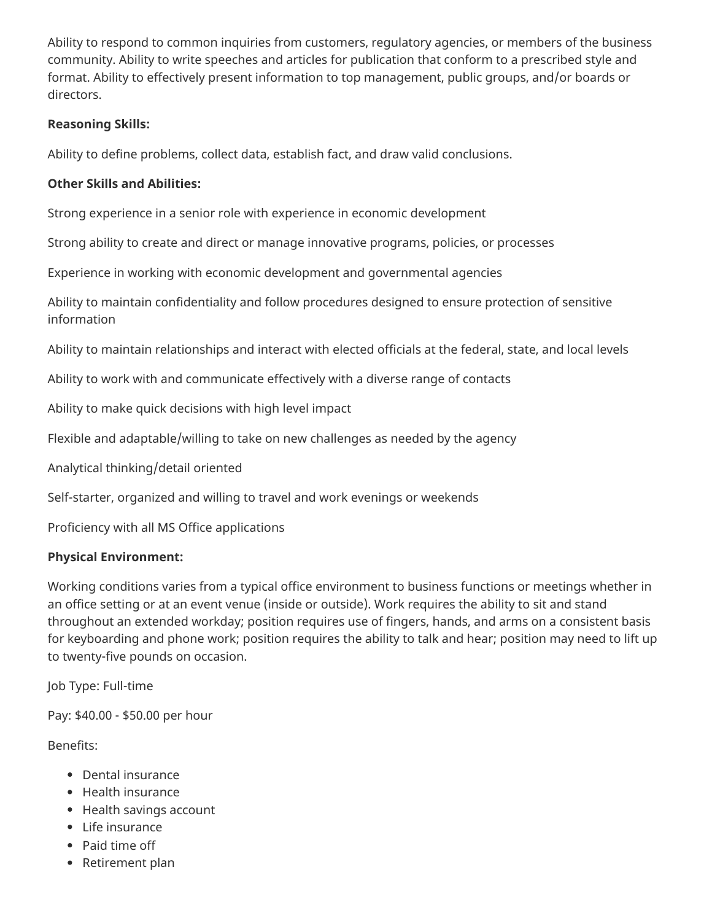Ability to respond to common inquiries from customers, regulatory agencies, or members of the business community. Ability to write speeches and articles for publication that conform to a prescribed style and format. Ability to effectively present information to top management, public groups, and/or boards or directors.

**Reasoning Skills:**

Ability to define problems, collect data, establish fact, and draw valid conclusions.

**Other Skills and Abilities:**

Strong experience in a senior role with experience in economic development

Strong ability to create and direct or manage innovative programs, policies, or processes

Experience in working with economic development and governmental agencies

Ability to maintain confidentiality and follow procedures designed to ensure protection of sensitive information

Ability to maintain relationships and interact with elected officials at the federal, state, and local levels

Ability to work with and communicate effectively with a diverse range of contacts

Ability to make quick decisions with high level impact

Flexible and adaptable/willing to take on new challenges as needed by the agency

Analytical thinking/detail oriented

Self-starter, organized and willing to travel and work evenings or weekends

Proficiency with all MS Office applications

**Physical Environment:**

Working conditions varies from a typical office environment to business functions or meetings whether in an office setting or at an event venue (inside or outside). Work requires the ability to sit and stand throughout an extended workday; position requires use of fingers, hands, and arms on a consistent basis for keyboarding and phone work; position requires the ability to talk and hear; position may need to lift up to twenty-five pounds on occasion.

Job Type: Full-time

Pay: $40.00 - $50.00 per hour

Benefits:

- Dental insurance
- Health insurance
- Health savings account
- Life insurance
- Paid time off
- Retirement plan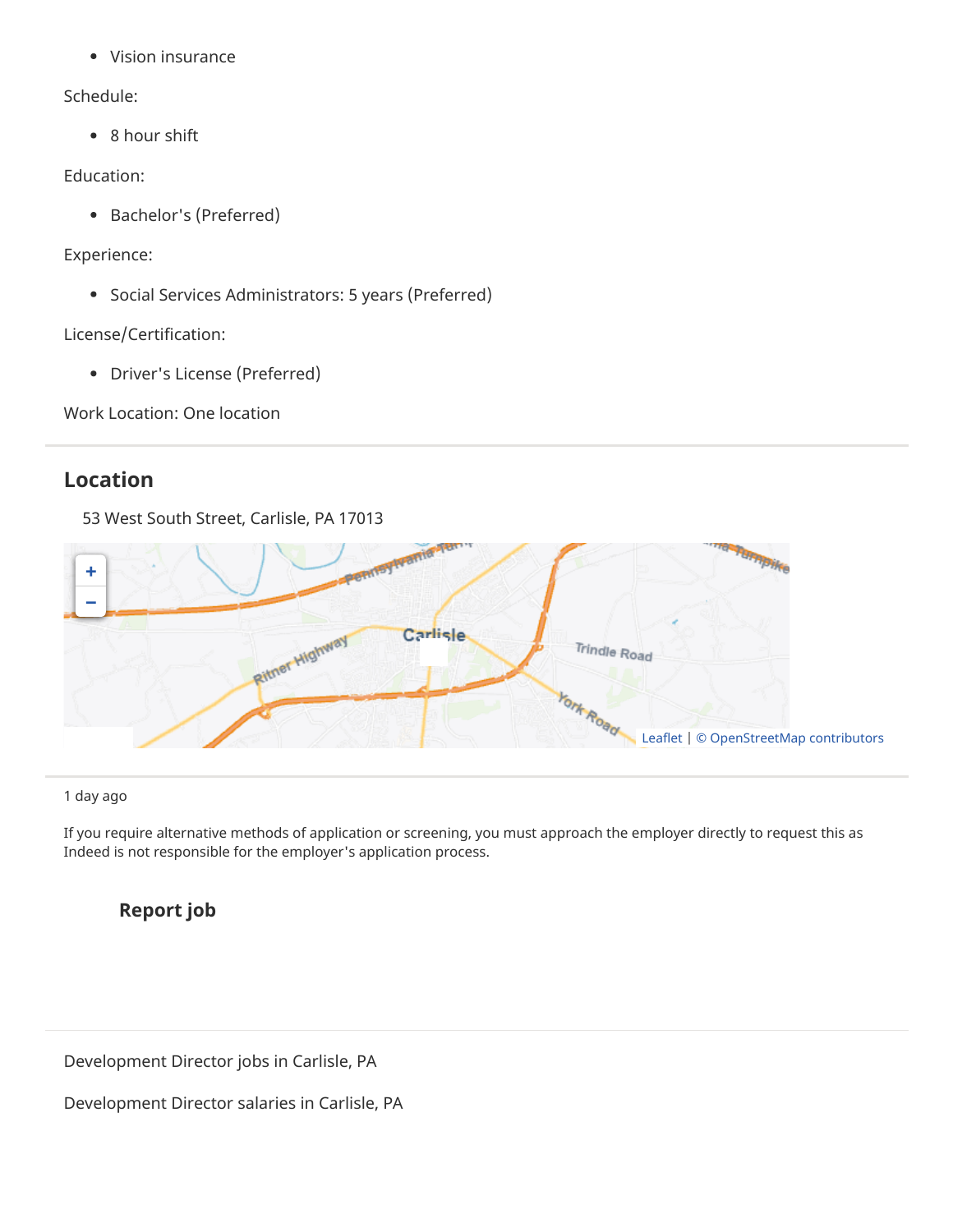- Vision insurance

Schedule:

- 8 hour shift

Education:

- Bachelor's (Preferred)

Experience:

- Social Services Administrators: 5 years (Preferred)

License/Certification:

- Driver's License (Preferred)

Work Location: One location

## Location

53 West South Street, Carlisle, PA 17013

Leaflet | © OpenStreetMap contributors

1 day ago

If you require alternative methods of application or screening, you must approach the employer directly to request this as Indeed is not responsible for the employer's application process.

**Report job**

Development Director jobs in Carlisle, PA

Development Director salaries in Carlisle, PA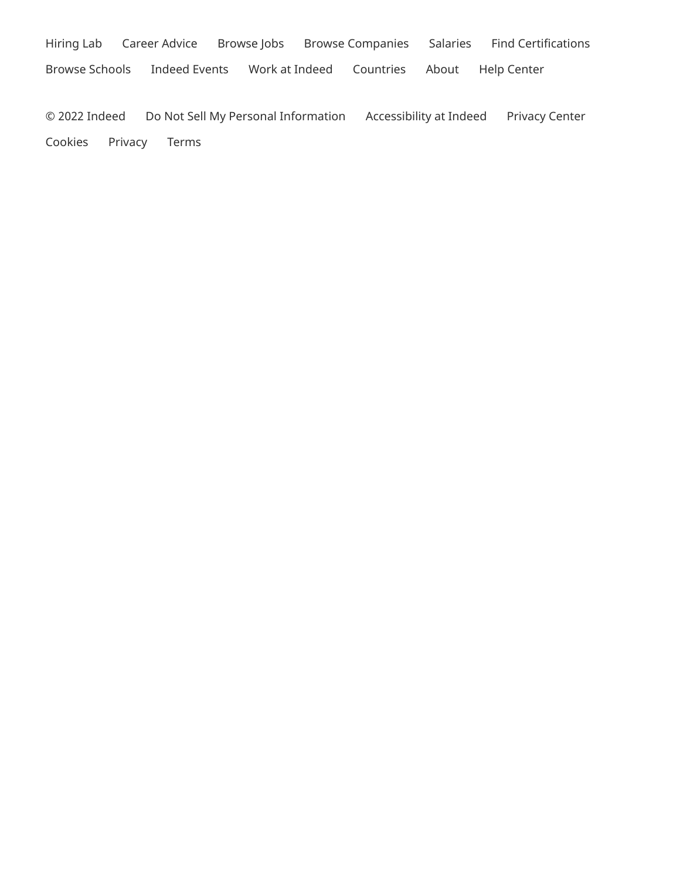Hiring Lab Career Advice Browse Jobs Browse Companies Salaries Find Certifications
Browse Schools Indeed Events Work at Indeed Countries About Help Center

© 2022 Indeed Do Not Sell My Personal Information Accessibility at Indeed Privacy Center
Cookies Privacy Terms